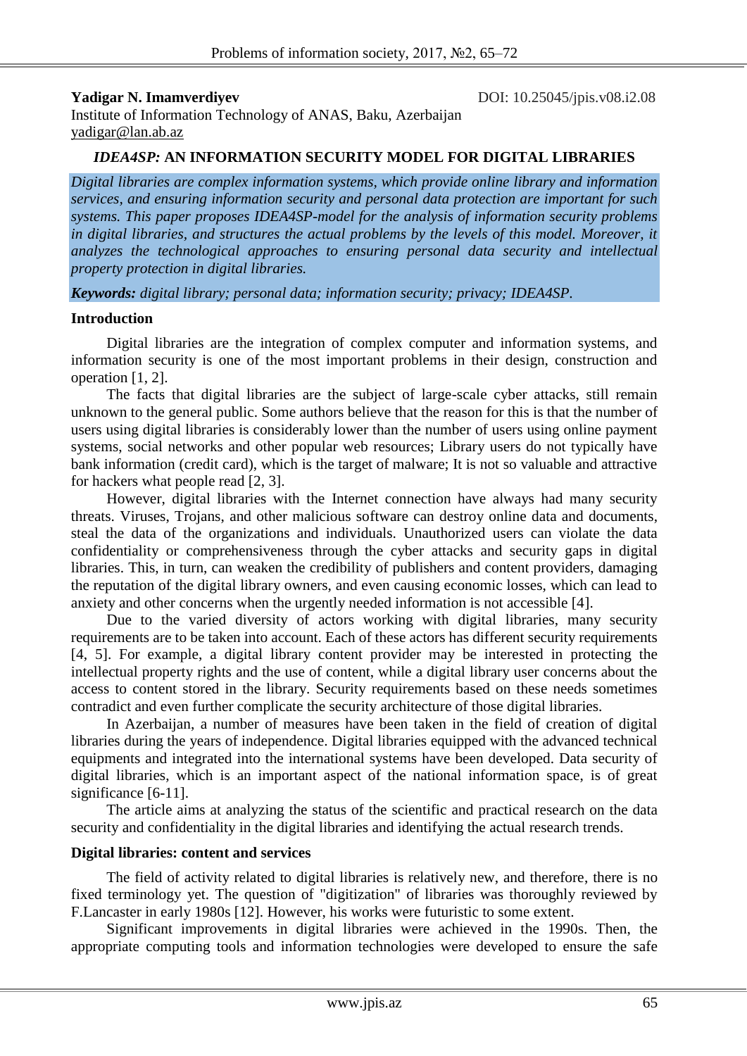**Yadigar N. Imamverdiyev** DOI: 10.25045/jpis.v08.i2.08

Institute of Information Technology of ANAS, Baku, Azerbaijan

yadigar@lan.ab.az

# *IDEA4SP:* AN INFORMATION SECURITY MODEL FOR DIGITAL LIBRARIES

*Digital libraries are complex information systems, which provide online library and information services, and ensuring information security and personal data protection are important for such systems. This paper proposes IDEA4SP-model for the analysis of information security problems in digital libraries, and structures the actual problems by the levels of this model. Moreover, it analyzes the technological approaches to ensuring personal data security and intellectual property protection in digital libraries.*

***Keywords:*** *digital library; personal data; information security; privacy; IDEA4SP.*

## Introduction

Digital libraries are the integration of complex computer and information systems, and information security is one of the most important problems in their design, construction and operation [1, 2].

The facts that digital libraries are the subject of large-scale cyber attacks, still remain unknown to the general public. Some authors believe that the reason for this is that the number of users using digital libraries is considerably lower than the number of users using online payment systems, social networks and other popular web resources; Library users do not typically have bank information (credit card), which is the target of malware; It is not so valuable and attractive for hackers what people read [2, 3].

However, digital libraries with the Internet connection have always had many security threats. Viruses, Trojans, and other malicious software can destroy online data and documents, steal the data of the organizations and individuals. Unauthorized users can violate the data confidentiality or comprehensiveness through the cyber attacks and security gaps in digital libraries. This, in turn, can weaken the credibility of publishers and content providers, damaging the reputation of the digital library owners, and even causing economic losses, which can lead to anxiety and other concerns when the urgently needed information is not accessible [4].

Due to the varied diversity of actors working with digital libraries, many security requirements are to be taken into account. Each of these actors has different security requirements [4, 5]. For example, a digital library content provider may be interested in protecting the intellectual property rights and the use of content, while a digital library user concerns about the access to content stored in the library. Security requirements based on these needs sometimes contradict and even further complicate the security architecture of those digital libraries.

In Azerbaijan, a number of measures have been taken in the field of creation of digital libraries during the years of independence. Digital libraries equipped with the advanced technical equipments and integrated into the international systems have been developed. Data security of digital libraries, which is an important aspect of the national information space, is of great significance [6-11].

The article aims at analyzing the status of the scientific and practical research on the data security and confidentiality in the digital libraries and identifying the actual research trends.

## Digital libraries: content and services

The field of activity related to digital libraries is relatively new, and therefore, there is no fixed terminology yet. The question of "digitization" of libraries was thoroughly reviewed by F.Lancaster in early 1980s [12]. However, his works were futuristic to some extent.

Significant improvements in digital libraries were achieved in the 1990s. Then, the appropriate computing tools and information technologies were developed to ensure the safe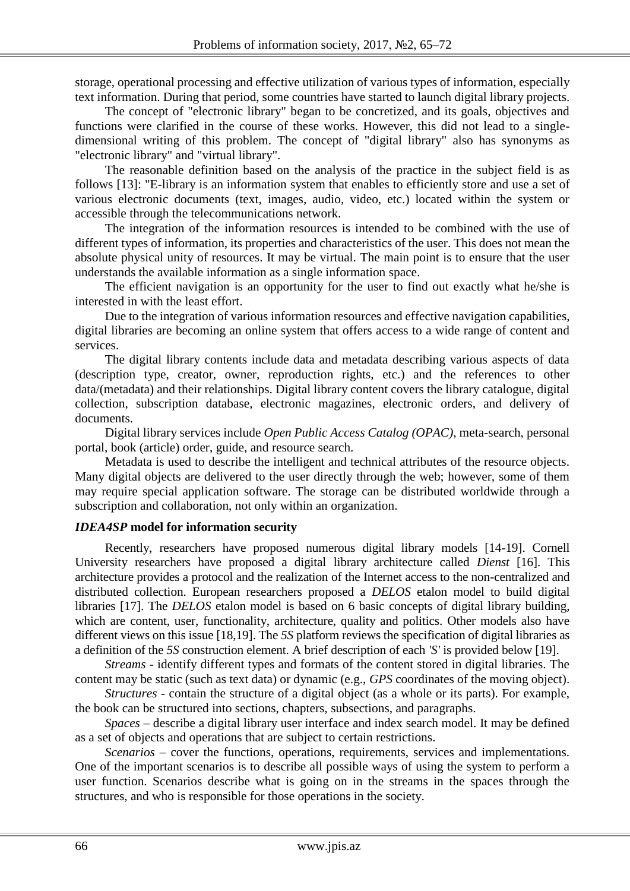storage, operational processing and effective utilization of various types of information, especially text information. During that period, some countries have started to launch digital library projects.

The concept of "electronic library" began to be concretized, and its goals, objectives and functions were clarified in the course of these works. However, this did not lead to a single-dimensional writing of this problem. The concept of "digital library" also has synonyms as "electronic library" and "virtual library".

The reasonable definition based on the analysis of the practice in the subject field is as follows [13]: "E-library is an information system that enables to efficiently store and use a set of various electronic documents (text, images, audio, video, etc.) located within the system or accessible through the telecommunications network.

The integration of the information resources is intended to be combined with the use of different types of information, its properties and characteristics of the user. This does not mean the absolute physical unity of resources. It may be virtual. The main point is to ensure that the user understands the available information as a single information space.

The efficient navigation is an opportunity for the user to find out exactly what he/she is interested in with the least effort.

Due to the integration of various information resources and effective navigation capabilities, digital libraries are becoming an online system that offers access to a wide range of content and services.

The digital library contents include data and metadata describing various aspects of data (description type, creator, owner, reproduction rights, etc.) and the references to other data/(metadata) and their relationships. Digital library content covers the library catalogue, digital collection, subscription database, electronic magazines, electronic orders, and delivery of documents.

Digital library services include *Open Public Access Catalog (OPAC)*, meta-search, personal portal, book (article) order, guide, and resource search.

Metadata is used to describe the intelligent and technical attributes of the resource objects. Many digital objects are delivered to the user directly through the web; however, some of them may require special application software. The storage can be distributed worldwide through a subscription and collaboration, not only within an organization.

## ***IDEA4SP*** model for information security

Recently, researchers have proposed numerous digital library models [14-19]. Cornell University researchers have proposed a digital library architecture called *Dienst* [16]. This architecture provides a protocol and the realization of the Internet access to the non-centralized and distributed collection. European researchers proposed a *DELOS* etalon model to build digital libraries [17]. The *DELOS* etalon model is based on 6 basic concepts of digital library building, which are content, user, functionality, architecture, quality and politics. Other models also have different views on this issue [18,19]. The *5S* platform reviews the specification of digital libraries as a definition of the *5S* construction element. A brief description of each *'S'* is provided below [19].

*Streams* - identify different types and formats of the content stored in digital libraries. The content may be static (such as text data) or dynamic (e.g., *GPS* coordinates of the moving object).

*Structures* - contain the structure of a digital object (as a whole or its parts). For example, the book can be structured into sections, chapters, subsections, and paragraphs.

*Spaces* – describe a digital library user interface and index search model. It may be defined as a set of objects and operations that are subject to certain restrictions.

*Scenarios* – cover the functions, operations, requirements, services and implementations. One of the important scenarios is to describe all possible ways of using the system to perform a user function. Scenarios describe what is going on in the streams in the spaces through the structures, and who is responsible for those operations in the society.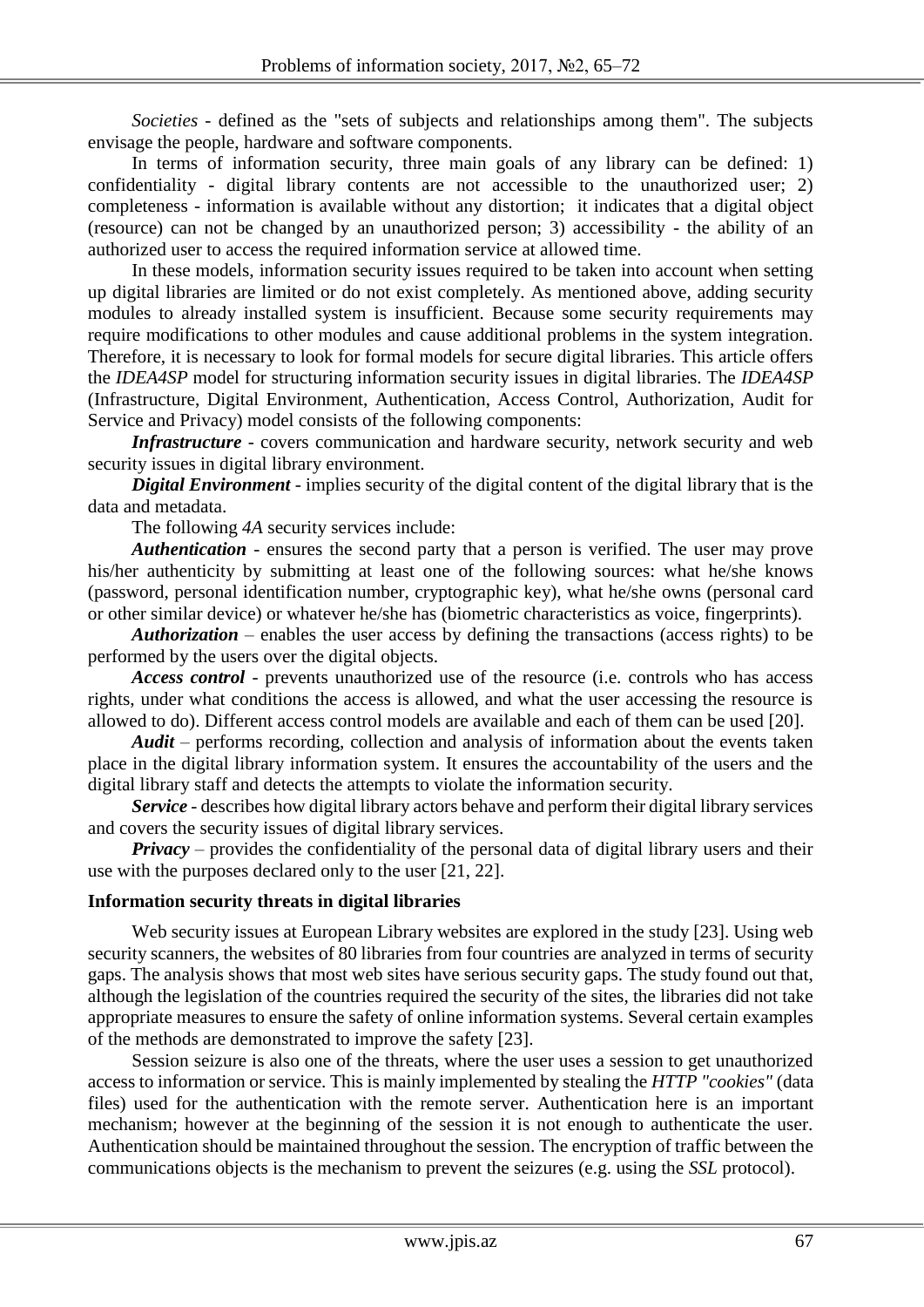*Societies* - defined as the "sets of subjects and relationships among them". The subjects envisage the people, hardware and software components.

In terms of information security, three main goals of any library can be defined: 1) confidentiality - digital library contents are not accessible to the unauthorized user; 2) completeness - information is available without any distortion; it indicates that a digital object (resource) can not be changed by an unauthorized person; 3) accessibility - the ability of an authorized user to access the required information service at allowed time.

In these models, information security issues required to be taken into account when setting up digital libraries are limited or do not exist completely. As mentioned above, adding security modules to already installed system is insufficient. Because some security requirements may require modifications to other modules and cause additional problems in the system integration. Therefore, it is necessary to look for formal models for secure digital libraries. This article offers the *IDEA4SP* model for structuring information security issues in digital libraries. The *IDEA4SP* (Infrastructure, Digital Environment, Authentication, Access Control, Authorization, Audit for Service and Privacy) model consists of the following components:

***Infrastructure*** - covers communication and hardware security, network security and web security issues in digital library environment.

***Digital Environment*** - implies security of the digital content of the digital library that is the data and metadata.

The following *4A* security services include:

***Authentication*** - ensures the second party that a person is verified. The user may prove his/her authenticity by submitting at least one of the following sources: what he/she knows (password, personal identification number, cryptographic key), what he/she owns (personal card or other similar device) or whatever he/she has (biometric characteristics as voice, fingerprints).

***Authorization*** – enables the user access by defining the transactions (access rights) to be performed by the users over the digital objects.

***Access control*** - prevents unauthorized use of the resource (i.e. controls who has access rights, under what conditions the access is allowed, and what the user accessing the resource is allowed to do). Different access control models are available and each of them can be used [20].

***Audit*** – performs recording, collection and analysis of information about the events taken place in the digital library information system. It ensures the accountability of the users and the digital library staff and detects the attempts to violate the information security.

***Service*** - describes how digital library actors behave and perform their digital library services and covers the security issues of digital library services.

***Privacy*** – provides the confidentiality of the personal data of digital library users and their use with the purposes declared only to the user [21, 22].

## Information security threats in digital libraries

Web security issues at European Library websites are explored in the study [23]. Using web security scanners, the websites of 80 libraries from four countries are analyzed in terms of security gaps. The analysis shows that most web sites have serious security gaps. The study found out that, although the legislation of the countries required the security of the sites, the libraries did not take appropriate measures to ensure the safety of online information systems. Several certain examples of the methods are demonstrated to improve the safety [23].

Session seizure is also one of the threats, where the user uses a session to get unauthorized access to information or service. This is mainly implemented by stealing the *HTTP "cookies"* (data files) used for the authentication with the remote server. Authentication here is an important mechanism; however at the beginning of the session it is not enough to authenticate the user. Authentication should be maintained throughout the session. The encryption of traffic between the communications objects is the mechanism to prevent the seizures (e.g. using the *SSL* protocol).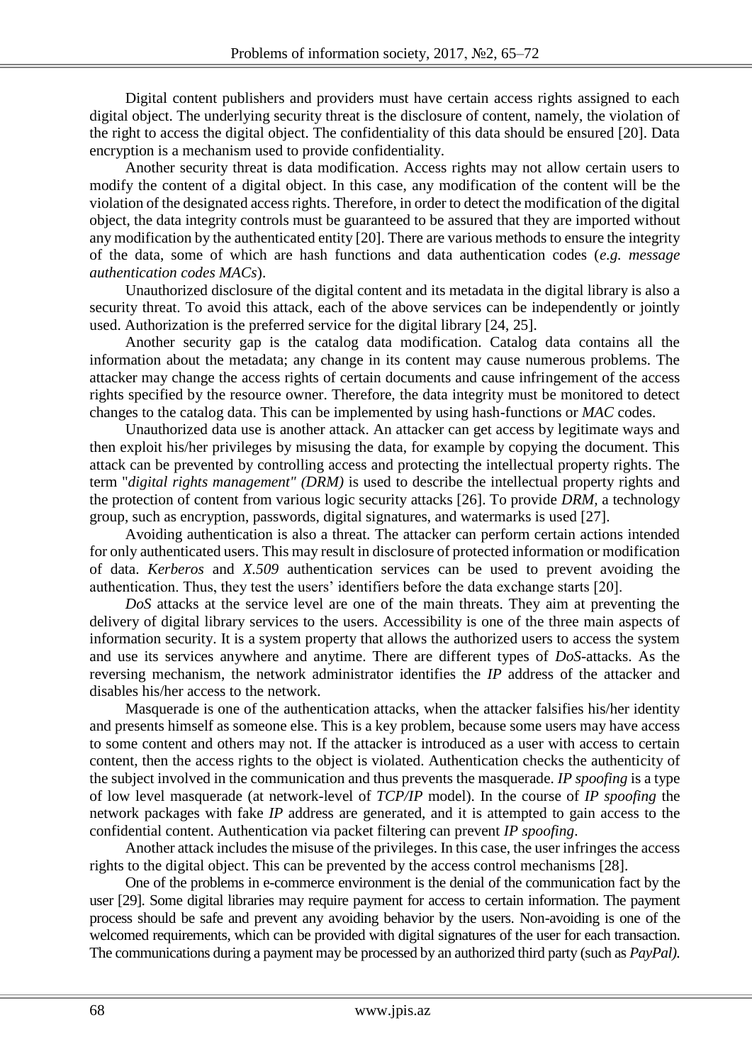Digital content publishers and providers must have certain access rights assigned to each digital object. The underlying security threat is the disclosure of content, namely, the violation of the right to access the digital object. The confidentiality of this data should be ensured [20]. Data encryption is a mechanism used to provide confidentiality.

Another security threat is data modification. Access rights may not allow certain users to modify the content of a digital object. In this case, any modification of the content will be the violation of the designated access rights. Therefore, in order to detect the modification of the digital object, the data integrity controls must be guaranteed to be assured that they are imported without any modification by the authenticated entity [20]. There are various methods to ensure the integrity of the data, some of which are hash functions and data authentication codes (*e.g. message authentication codes MACs*).

Unauthorized disclosure of the digital content and its metadata in the digital library is also a security threat. To avoid this attack, each of the above services can be independently or jointly used. Authorization is the preferred service for the digital library [24, 25].

Another security gap is the catalog data modification. Catalog data contains all the information about the metadata; any change in its content may cause numerous problems. The attacker may change the access rights of certain documents and cause infringement of the access rights specified by the resource owner. Therefore, the data integrity must be monitored to detect changes to the catalog data. This can be implemented by using hash-functions or *MAC* codes.

Unauthorized data use is another attack. An attacker can get access by legitimate ways and then exploit his/her privileges by misusing the data, for example by copying the document. This attack can be prevented by controlling access and protecting the intellectual property rights. The term "*digital rights management" (DRM)* is used to describe the intellectual property rights and the protection of content from various logic security attacks [26]. To provide *DRM,* a technology group, such as encryption, passwords, digital signatures, and watermarks is used [27].

Avoiding authentication is also a threat. The attacker can perform certain actions intended for only authenticated users. This may result in disclosure of protected information or modification of data. *Kerberos* and *X.509* authentication services can be used to prevent avoiding the authentication. Thus, they test the users' identifiers before the data exchange starts [20].

*DoS* attacks at the service level are one of the main threats. They aim at preventing the delivery of digital library services to the users. Accessibility is one of the three main aspects of information security. It is a system property that allows the authorized users to access the system and use its services anywhere and anytime. There are different types of *DoS*-attacks. As the reversing mechanism, the network administrator identifies the *IP* address of the attacker and disables his/her access to the network.

Masquerade is one of the authentication attacks, when the attacker falsifies his/her identity and presents himself as someone else. This is a key problem, because some users may have access to some content and others may not. If the attacker is introduced as a user with access to certain content, then the access rights to the object is violated. Authentication checks the authenticity of the subject involved in the communication and thus prevents the masquerade. *IP spoofing* is a type of low level masquerade (at network-level of *TCP/IP* model). In the course of *IP spoofing* the network packages with fake *IP* address are generated, and it is attempted to gain access to the confidential content. Authentication via packet filtering can prevent *IP spoofing*.

Another attack includes the misuse of the privileges. In this case, the user infringes the access rights to the digital object. This can be prevented by the access control mechanisms [28].

One of the problems in e-commerce environment is the denial of the communication fact by the user [29]. Some digital libraries may require payment for access to certain information. The payment process should be safe and prevent any avoiding behavior by the users. Non-avoiding is one of the welcomed requirements, which can be provided with digital signatures of the user for each transaction. The communications during a payment may be processed by an authorized third party (such as *PayPal).*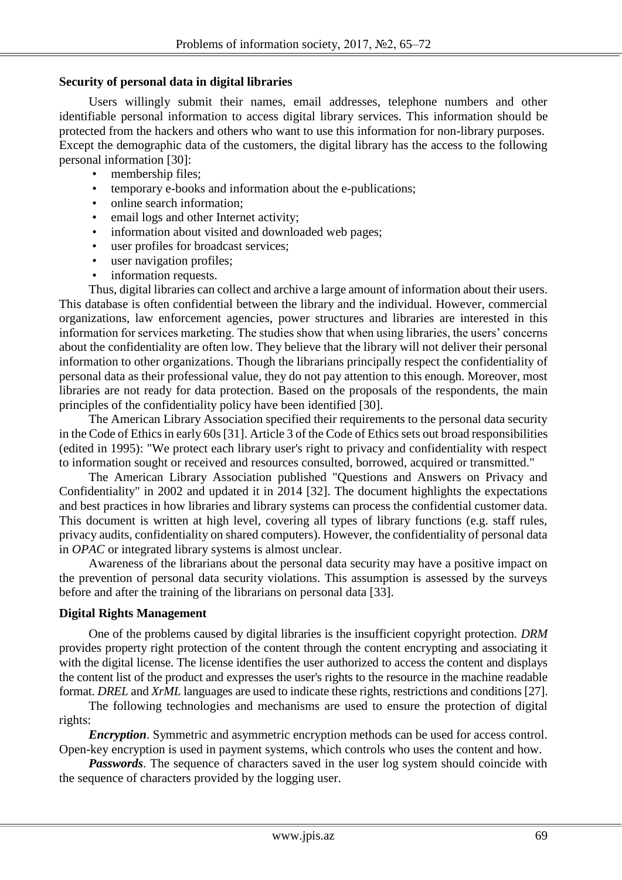### Security of personal data in digital libraries

Users willingly submit their names, email addresses, telephone numbers and other identifiable personal information to access digital library services. This information should be protected from the hackers and others who want to use this information for non-library purposes. Except the demographic data of the customers, the digital library has the access to the following personal information [30]:

- membership files;
- temporary e-books and information about the e-publications;
- online search information;
- email logs and other Internet activity;
- information about visited and downloaded web pages;
- user profiles for broadcast services;
- user navigation profiles;
- information requests.

Thus, digital libraries can collect and archive a large amount of information about their users. This database is often confidential between the library and the individual. However, commercial organizations, law enforcement agencies, power structures and libraries are interested in this information for services marketing. The studies show that when using libraries, the users' concerns about the confidentiality are often low. They believe that the library will not deliver their personal information to other organizations. Though the librarians principally respect the confidentiality of personal data as their professional value, they do not pay attention to this enough. Moreover, most libraries are not ready for data protection. Based on the proposals of the respondents, the main principles of the confidentiality policy have been identified [30].

The American Library Association specified their requirements to the personal data security in the Code of Ethics in early 60s [31]. Article 3 of the Code of Ethics sets out broad responsibilities (edited in 1995): "We protect each library user's right to privacy and confidentiality with respect to information sought or received and resources consulted, borrowed, acquired or transmitted."

The American Library Association published "Questions and Answers on Privacy and Confidentiality" in 2002 and updated it in 2014 [32]. The document highlights the expectations and best practices in how libraries and library systems can process the confidential customer data. This document is written at high level, covering all types of library functions (e.g. staff rules, privacy audits, confidentiality on shared computers). However, the confidentiality of personal data in *OPAC* or integrated library systems is almost unclear.

Awareness of the librarians about the personal data security may have a positive impact on the prevention of personal data security violations. This assumption is assessed by the surveys before and after the training of the librarians on personal data [33].

### Digital Rights Management

One of the problems caused by digital libraries is the insufficient copyright protection. *DRM* provides property right protection of the content through the content encrypting and associating it with the digital license. The license identifies the user authorized to access the content and displays the content list of the product and expresses the user's rights to the resource in the machine readable format. *DREL* and *XrML* languages are used to indicate these rights, restrictions and conditions [27].

The following technologies and mechanisms are used to ensure the protection of digital rights:

***Encryption***. Symmetric and asymmetric encryption methods can be used for access control. Open-key encryption is used in payment systems, which controls who uses the content and how.

***Passwords***. The sequence of characters saved in the user log system should coincide with the sequence of characters provided by the logging user.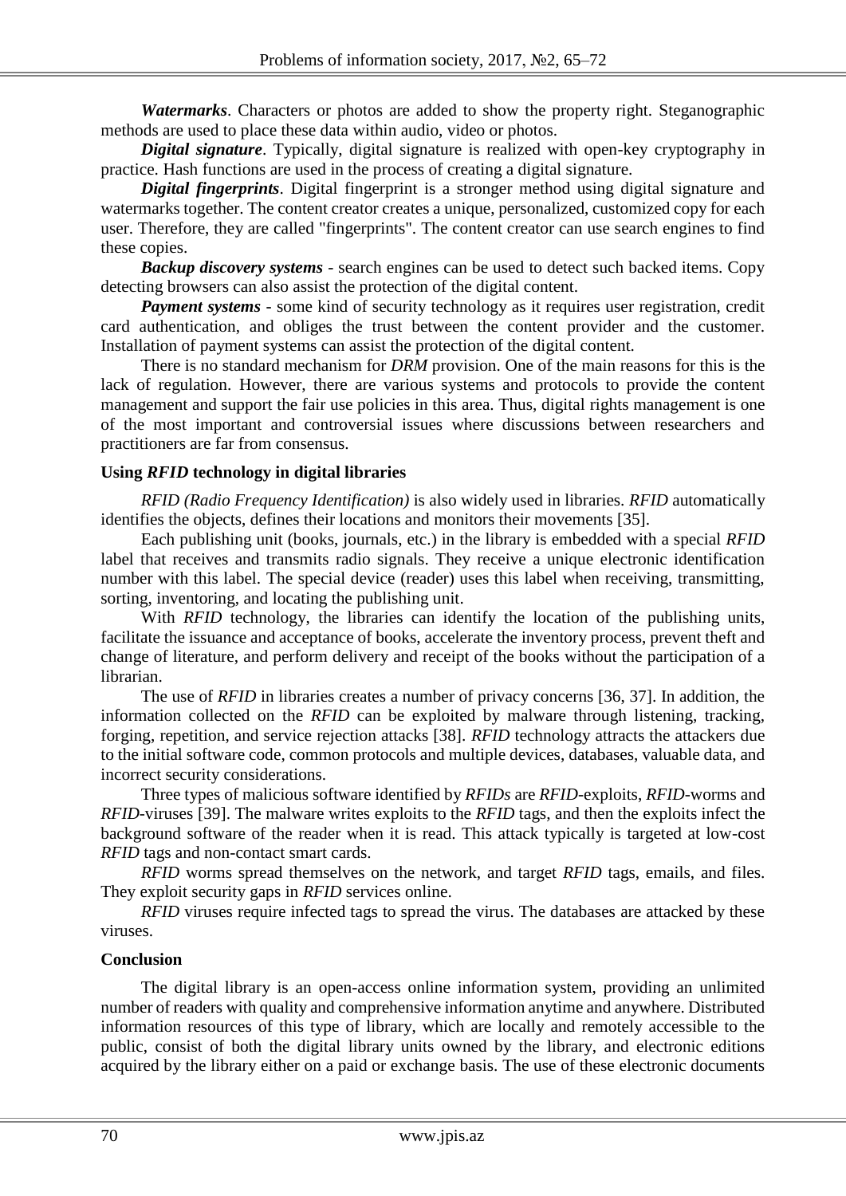***Watermarks***. Characters or photos are added to show the property right. Steganographic methods are used to place these data within audio, video or photos.

***Digital signature***. Typically, digital signature is realized with open-key cryptography in practice. Hash functions are used in the process of creating a digital signature.

***Digital fingerprints***. Digital fingerprint is a stronger method using digital signature and watermarks together. The content creator creates a unique, personalized, customized copy for each user. Therefore, they are called "fingerprints". The content creator can use search engines to find these copies.

***Backup discovery systems*** - search engines can be used to detect such backed items. Copy detecting browsers can also assist the protection of the digital content.

***Payment systems*** - some kind of security technology as it requires user registration, credit card authentication, and obliges the trust between the content provider and the customer. Installation of payment systems can assist the protection of the digital content.

There is no standard mechanism for *DRM* provision. One of the main reasons for this is the lack of regulation. However, there are various systems and protocols to provide the content management and support the fair use policies in this area. Thus, digital rights management is one of the most important and controversial issues where discussions between researchers and practitioners are far from consensus.

## Using *RFID* technology in digital libraries

*RFID (Radio Frequency Identification)* is also widely used in libraries. *RFID* automatically identifies the objects, defines their locations and monitors their movements [35].

Each publishing unit (books, journals, etc.) in the library is embedded with a special *RFID* label that receives and transmits radio signals. They receive a unique electronic identification number with this label. The special device (reader) uses this label when receiving, transmitting, sorting, inventoring, and locating the publishing unit.

With *RFID* technology, the libraries can identify the location of the publishing units, facilitate the issuance and acceptance of books, accelerate the inventory process, prevent theft and change of literature, and perform delivery and receipt of the books without the participation of a librarian.

The use of *RFID* in libraries creates a number of privacy concerns [36, 37]. In addition, the information collected on the *RFID* can be exploited by malware through listening, tracking, forging, repetition, and service rejection attacks [38]. *RFID* technology attracts the attackers due to the initial software code, common protocols and multiple devices, databases, valuable data, and incorrect security considerations.

Three types of malicious software identified by *RFIDs* are *RFID*-exploits, *RFID*-worms and *RFID*-viruses [39]. The malware writes exploits to the *RFID* tags, and then the exploits infect the background software of the reader when it is read. This attack typically is targeted at low-cost *RFID* tags and non-contact smart cards.

*RFID* worms spread themselves on the network, and target *RFID* tags, emails, and files. They exploit security gaps in *RFID* services online.

*RFID* viruses require infected tags to spread the virus. The databases are attacked by these viruses.

## Conclusion

The digital library is an open-access online information system, providing an unlimited number of readers with quality and comprehensive information anytime and anywhere. Distributed information resources of this type of library, which are locally and remotely accessible to the public, consist of both the digital library units owned by the library, and electronic editions acquired by the library either on a paid or exchange basis. The use of these electronic documents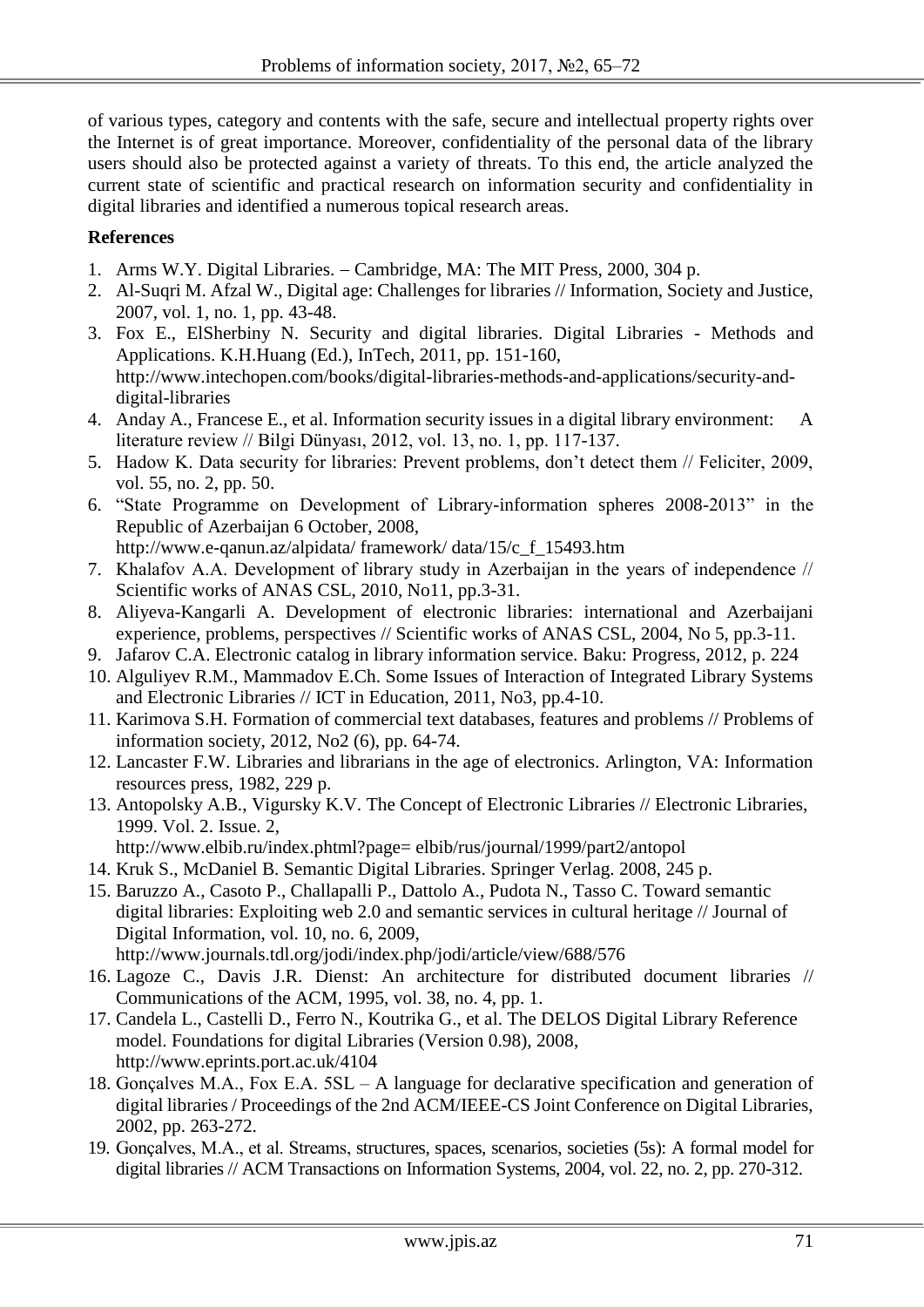of various types, category and contents with the safe, secure and intellectual property rights over the Internet is of great importance. Moreover, confidentiality of the personal data of the library users should also be protected against a variety of threats. To this end, the article analyzed the current state of scientific and practical research on information security and confidentiality in digital libraries and identified a numerous topical research areas.

**References**

1. Arms W.Y. Digital Libraries. – Cambridge, MA: The MIT Press, 2000, 304 p.
2. Al-Suqri M. Afzal W., Digital age: Challenges for libraries // Information, Society and Justice, 2007, vol. 1, no. 1, pp. 43-48.
3. Fox E., ElSherbiny N. Security and digital libraries. Digital Libraries - Methods and Applications. K.H.Huang (Ed.), InTech, 2011, pp. 151-160, http://www.intechopen.com/books/digital-libraries-methods-and-applications/security-and-digital-libraries
4. Anday A., Francese E., et al. Information security issues in a digital library environment: A literature review // Bilgi Dünyası, 2012, vol. 13, no. 1, pp. 117-137.
5. Hadow K. Data security for libraries: Prevent problems, don't detect them // Feliciter, 2009, vol. 55, no. 2, pp. 50.
6. "State Programme on Development of Library-information spheres 2008-2013" in the Republic of Azerbaijan 6 October, 2008, http://www.e-qanun.az/alpidata/ framework/ data/15/c_f_15493.htm
7. Khalafov A.A. Development of library study in Azerbaijan in the years of independence // Scientific works of ANAS CSL, 2010, No11, pp.3-31.
8. Aliyeva-Kangarli A. Development of electronic libraries: international and Azerbaijani experience, problems, perspectives // Scientific works of ANAS CSL, 2004, No 5, pp.3-11.
9. Jafarov C.A. Electronic catalog in library information service. Baku: Progress, 2012, p. 224
10. Alguliyev R.M., Mammadov E.Ch. Some Issues of Interaction of Integrated Library Systems and Electronic Libraries // ICT in Education, 2011, No3, pp.4-10.
11. Karimova S.H. Formation of commercial text databases, features and problems // Problems of information society, 2012, No2 (6), pp. 64-74.
12. Lancaster F.W. Libraries and librarians in the age of electronics. Arlington, VA: Information resources press, 1982, 229 p.
13. Antopolsky A.B., Vigursky K.V. The Concept of Electronic Libraries // Electronic Libraries, 1999. Vol. 2. Issue. 2, http://www.elbib.ru/index.phtml?page= elbib/rus/journal/1999/part2/antopol
14. Kruk S., McDaniel B. Semantic Digital Libraries. Springer Verlag. 2008, 245 p.
15. Baruzzo A., Casoto P., Challapalli P., Dattolo A., Pudota N., Tasso C. Toward semantic digital libraries: Exploiting web 2.0 and semantic services in cultural heritage // Journal of Digital Information, vol. 10, no. 6, 2009, http://www.journals.tdl.org/jodi/index.php/jodi/article/view/688/576
16. Lagoze C., Davis J.R. Dienst: An architecture for distributed document libraries // Communications of the ACM, 1995, vol. 38, no. 4, pp. 1.
17. Candela L., Castelli D., Ferro N., Koutrika G., et al. The DELOS Digital Library Reference model. Foundations for digital Libraries (Version 0.98), 2008, http://www.eprints.port.ac.uk/4104
18. Gonçalves M.A., Fox E.A. 5SL – A language for declarative specification and generation of digital libraries / Proceedings of the 2nd ACM/IEEE-CS Joint Conference on Digital Libraries, 2002, pp. 263-272.
19. Gonçalves, M.A., et al. Streams, structures, spaces, scenarios, societies (5s): A formal model for digital libraries // ACM Transactions on Information Systems, 2004, vol. 22, no. 2, pp. 270-312.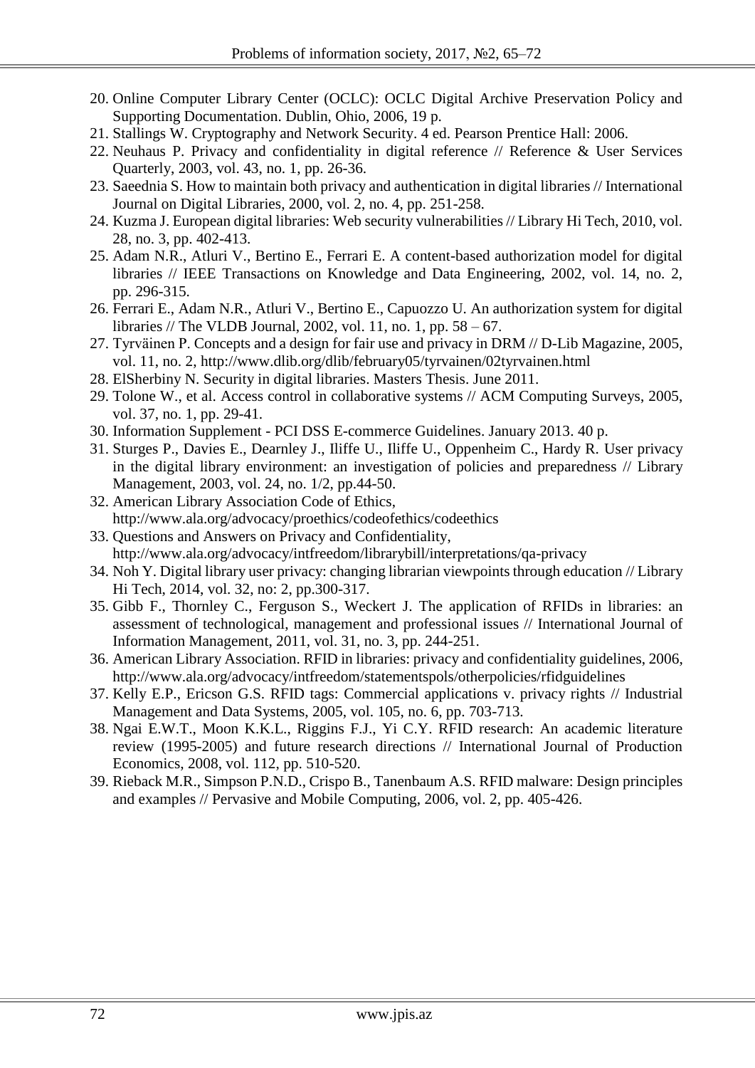20. Online Computer Library Center (OCLC): OCLC Digital Archive Preservation Policy and Supporting Documentation. Dublin, Ohio, 2006, 19 p.
21. Stallings W. Cryptography and Network Security. 4 ed. Pearson Prentice Hall: 2006.
22. Neuhaus P. Privacy and confidentiality in digital reference // Reference & User Services Quarterly, 2003, vol. 43, no. 1, pp. 26-36.
23. Saeednia S. How to maintain both privacy and authentication in digital libraries // International Journal on Digital Libraries, 2000, vol. 2, no. 4, pp. 251-258.
24. Kuzma J. European digital libraries: Web security vulnerabilities // Library Hi Tech, 2010, vol. 28, no. 3, pp. 402-413.
25. Adam N.R., Atluri V., Bertino E., Ferrari E. A content-based authorization model for digital libraries // IEEE Transactions on Knowledge and Data Engineering, 2002, vol. 14, no. 2, pp. 296-315.
26. Ferrari E., Adam N.R., Atluri V., Bertino E., Capuozzo U. An authorization system for digital libraries // The VLDB Journal, 2002, vol. 11, no. 1, pp. 58 – 67.
27. Tyrväinen P. Concepts and a design for fair use and privacy in DRM // D-Lib Magazine, 2005, vol. 11, no. 2, http://www.dlib.org/dlib/february05/tyrvainen/02tyrvainen.html
28. ElSherbiny N. Security in digital libraries. Masters Thesis. June 2011.
29. Tolone W., et al. Access control in collaborative systems // ACM Computing Surveys, 2005, vol. 37, no. 1, pp. 29-41.
30. Information Supplement - PCI DSS E-commerce Guidelines. January 2013. 40 p.
31. Sturges P., Davies E., Dearnley J., Iliffe U., Iliffe U., Oppenheim C., Hardy R. User privacy in the digital library environment: an investigation of policies and preparedness // Library Management, 2003, vol. 24, no. 1/2, pp.44-50.
32. American Library Association Code of Ethics, http://www.ala.org/advocacy/proethics/codeofethics/codeethics
33. Questions and Answers on Privacy and Confidentiality, http://www.ala.org/advocacy/intfreedom/librarybill/interpretations/qa-privacy
34. Noh Y. Digital library user privacy: changing librarian viewpoints through education // Library Hi Tech, 2014, vol. 32, no: 2, pp.300-317.
35. Gibb F., Thornley C., Ferguson S., Weckert J. The application of RFIDs in libraries: an assessment of technological, management and professional issues // International Journal of Information Management, 2011, vol. 31, no. 3, pp. 244-251.
36. American Library Association. RFID in libraries: privacy and confidentiality guidelines, 2006, http://www.ala.org/advocacy/intfreedom/statementspols/otherpolicies/rfidguidelines
37. Kelly E.P., Ericson G.S. RFID tags: Commercial applications v. privacy rights // Industrial Management and Data Systems, 2005, vol. 105, no. 6, pp. 703-713.
38. Ngai E.W.T., Moon K.K.L., Riggins F.J., Yi C.Y. RFID research: An academic literature review (1995-2005) and future research directions // International Journal of Production Economics, 2008, vol. 112, pp. 510-520.
39. Rieback M.R., Simpson P.N.D., Crispo B., Tanenbaum A.S. RFID malware: Design principles and examples // Pervasive and Mobile Computing, 2006, vol. 2, pp. 405-426.